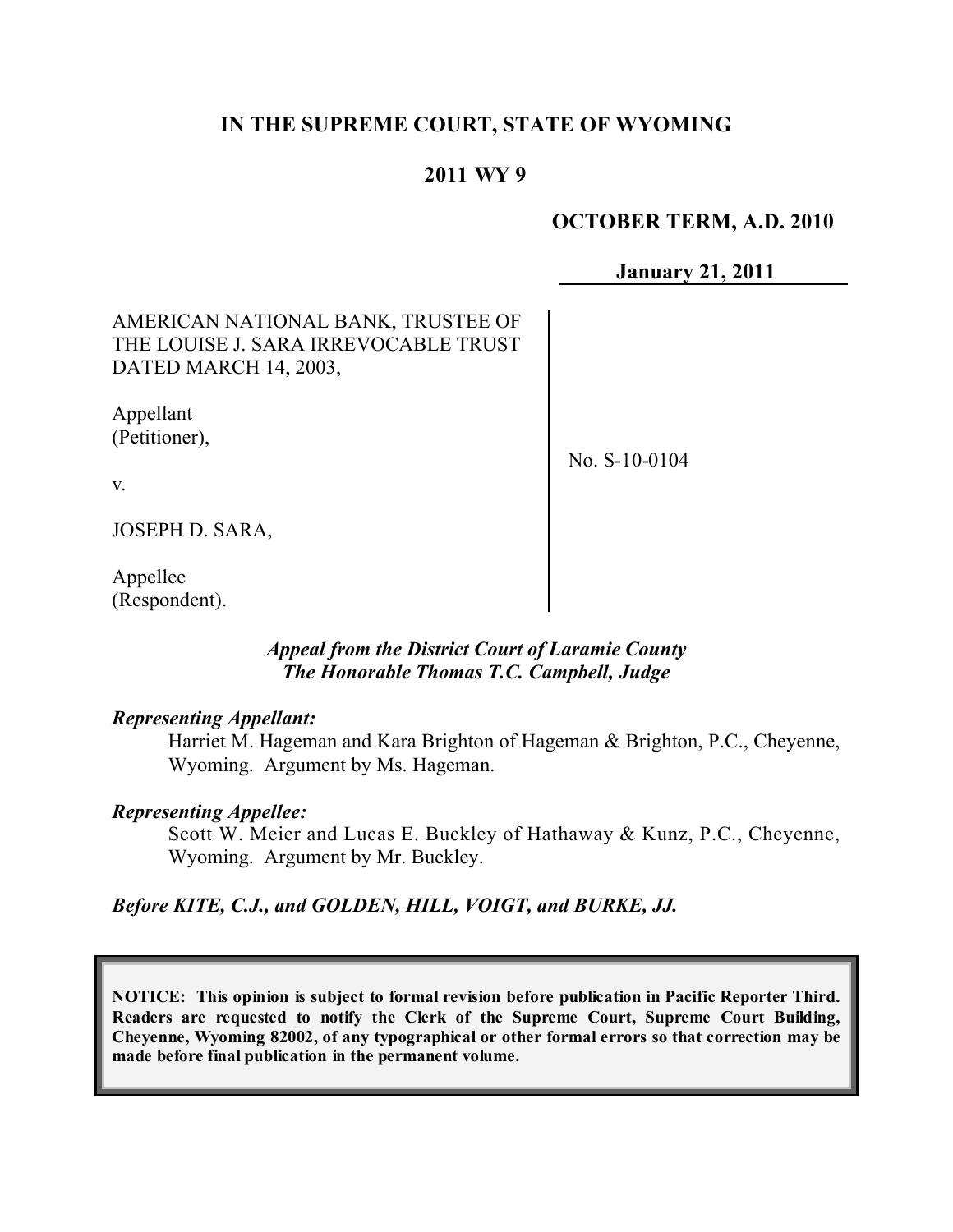# IN THE SUPREME COURT, STATE OF WYOMING

## 2011 WY 9

**OCTOBER TERM, A.D. 2010**

**January 21, 2011**

| | |
|---|---|
| AMERICAN NATIONAL BANK, TRUSTEE OF THE LOUISE J. SARA IRREVOCABLE TRUST DATED MARCH 14, 2003,<br><br>Appellant (Petitioner),<br><br>v.<br><br>JOSEPH D. SARA,<br><br>Appellee (Respondent). | No. S-10-0104 |

***Appeal from the District Court of Laramie County***
***The Honorable Thomas T.C. Campbell, Judge***

***Representing Appellant:***

Harriet M. Hageman and Kara Brighton of Hageman & Brighton, P.C., Cheyenne, Wyoming. Argument by Ms. Hageman.

***Representing Appellee:***

Scott W. Meier and Lucas E. Buckley of Hathaway & Kunz, P.C., Cheyenne, Wyoming. Argument by Mr. Buckley.

***Before KITE, C.J., and GOLDEN, HILL, VOIGT, and BURKE, JJ.***

**NOTICE: This opinion is subject to formal revision before publication in Pacific Reporter Third. Readers are requested to notify the Clerk of the Supreme Court, Supreme Court Building, Cheyenne, Wyoming 82002, of any typographical or other formal errors so that correction may be made before final publication in the permanent volume.**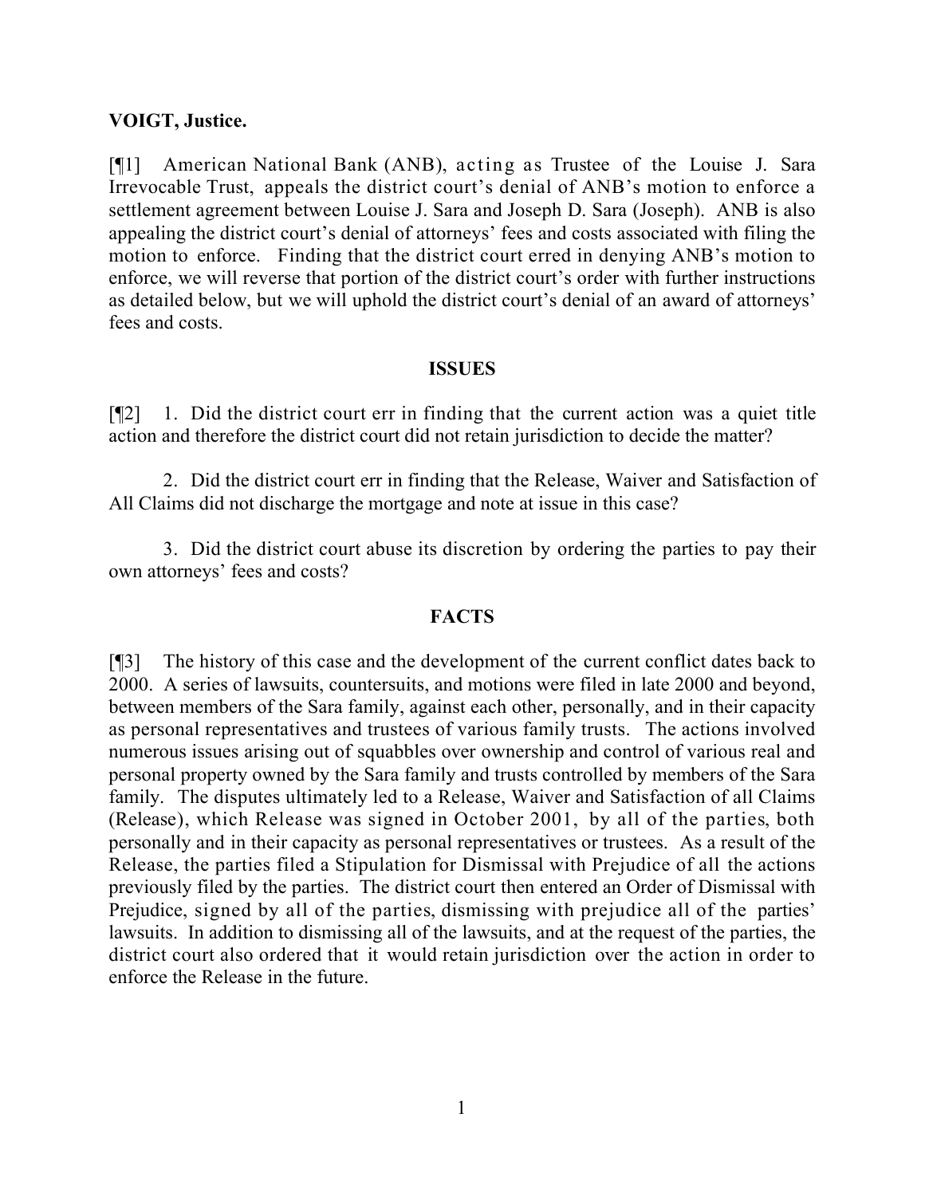**VOIGT, Justice.**

[¶1] American National Bank (ANB), acting as Trustee of the Louise J. Sara Irrevocable Trust, appeals the district court's denial of ANB's motion to enforce a settlement agreement between Louise J. Sara and Joseph D. Sara (Joseph). ANB is also appealing the district court's denial of attorneys' fees and costs associated with filing the motion to enforce. Finding that the district court erred in denying ANB's motion to enforce, we will reverse that portion of the district court's order with further instructions as detailed below, but we will uphold the district court's denial of an award of attorneys' fees and costs.

## ISSUES

[¶2] 1. Did the district court err in finding that the current action was a quiet title action and therefore the district court did not retain jurisdiction to decide the matter?

2. Did the district court err in finding that the Release, Waiver and Satisfaction of All Claims did not discharge the mortgage and note at issue in this case?

3. Did the district court abuse its discretion by ordering the parties to pay their own attorneys' fees and costs?

## FACTS

[¶3] The history of this case and the development of the current conflict dates back to 2000. A series of lawsuits, countersuits, and motions were filed in late 2000 and beyond, between members of the Sara family, against each other, personally, and in their capacity as personal representatives and trustees of various family trusts. The actions involved numerous issues arising out of squabbles over ownership and control of various real and personal property owned by the Sara family and trusts controlled by members of the Sara family. The disputes ultimately led to a Release, Waiver and Satisfaction of all Claims (Release), which Release was signed in October 2001, by all of the parties, both personally and in their capacity as personal representatives or trustees. As a result of the Release, the parties filed a Stipulation for Dismissal with Prejudice of all the actions previously filed by the parties. The district court then entered an Order of Dismissal with Prejudice, signed by all of the parties, dismissing with prejudice all of the parties' lawsuits. In addition to dismissing all of the lawsuits, and at the request of the parties, the district court also ordered that it would retain jurisdiction over the action in order to enforce the Release in the future.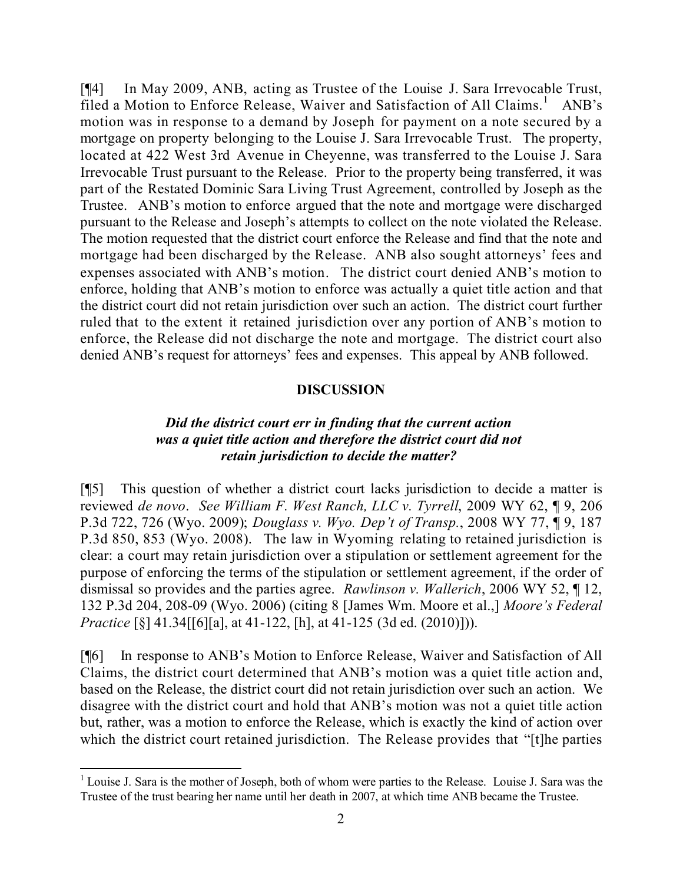[¶4] In May 2009, ANB, acting as Trustee of the Louise J. Sara Irrevocable Trust, filed a Motion to Enforce Release, Waiver and Satisfaction of All Claims.[1] ANB's motion was in response to a demand by Joseph for payment on a note secured by a mortgage on property belonging to the Louise J. Sara Irrevocable Trust. The property, located at 422 West 3rd Avenue in Cheyenne, was transferred to the Louise J. Sara Irrevocable Trust pursuant to the Release. Prior to the property being transferred, it was part of the Restated Dominic Sara Living Trust Agreement, controlled by Joseph as the Trustee. ANB's motion to enforce argued that the note and mortgage were discharged pursuant to the Release and Joseph's attempts to collect on the note violated the Release. The motion requested that the district court enforce the Release and find that the note and mortgage had been discharged by the Release. ANB also sought attorneys' fees and expenses associated with ANB's motion. The district court denied ANB's motion to enforce, holding that ANB's motion to enforce was actually a quiet title action and that the district court did not retain jurisdiction over such an action. The district court further ruled that to the extent it retained jurisdiction over any portion of ANB's motion to enforce, the Release did not discharge the note and mortgage. The district court also denied ANB's request for attorneys' fees and expenses. This appeal by ANB followed.

## DISCUSSION

### *Did the district court err in finding that the current action was a quiet title action and therefore the district court did not retain jurisdiction to decide the matter?*

[¶5] This question of whether a district court lacks jurisdiction to decide a matter is reviewed *de novo*. *See William F. West Ranch, LLC v. Tyrrell*, 2009 WY 62, ¶ 9, 206 P.3d 722, 726 (Wyo. 2009); *Douglass v. Wyo. Dep't of Transp.*, 2008 WY 77, ¶ 9, 187 P.3d 850, 853 (Wyo. 2008). The law in Wyoming relating to retained jurisdiction is clear: a court may retain jurisdiction over a stipulation or settlement agreement for the purpose of enforcing the terms of the stipulation or settlement agreement, if the order of dismissal so provides and the parties agree. *Rawlinson v. Wallerich*, 2006 WY 52, ¶ 12, 132 P.3d 204, 208-09 (Wyo. 2006) (citing 8 [James Wm. Moore et al.,] *Moore's Federal Practice* [§] 41.34[[6][a], at 41-122, [h], at 41-125 (3d ed. (2010)])).

[¶6] In response to ANB's Motion to Enforce Release, Waiver and Satisfaction of All Claims, the district court determined that ANB's motion was a quiet title action and, based on the Release, the district court did not retain jurisdiction over such an action. We disagree with the district court and hold that ANB's motion was not a quiet title action but, rather, was a motion to enforce the Release, which is exactly the kind of action over which the district court retained jurisdiction. The Release provides that "[t]he parties

---

[1] Louise J. Sara is the mother of Joseph, both of whom were parties to the Release. Louise J. Sara was the Trustee of the trust bearing her name until her death in 2007, at which time ANB became the Trustee.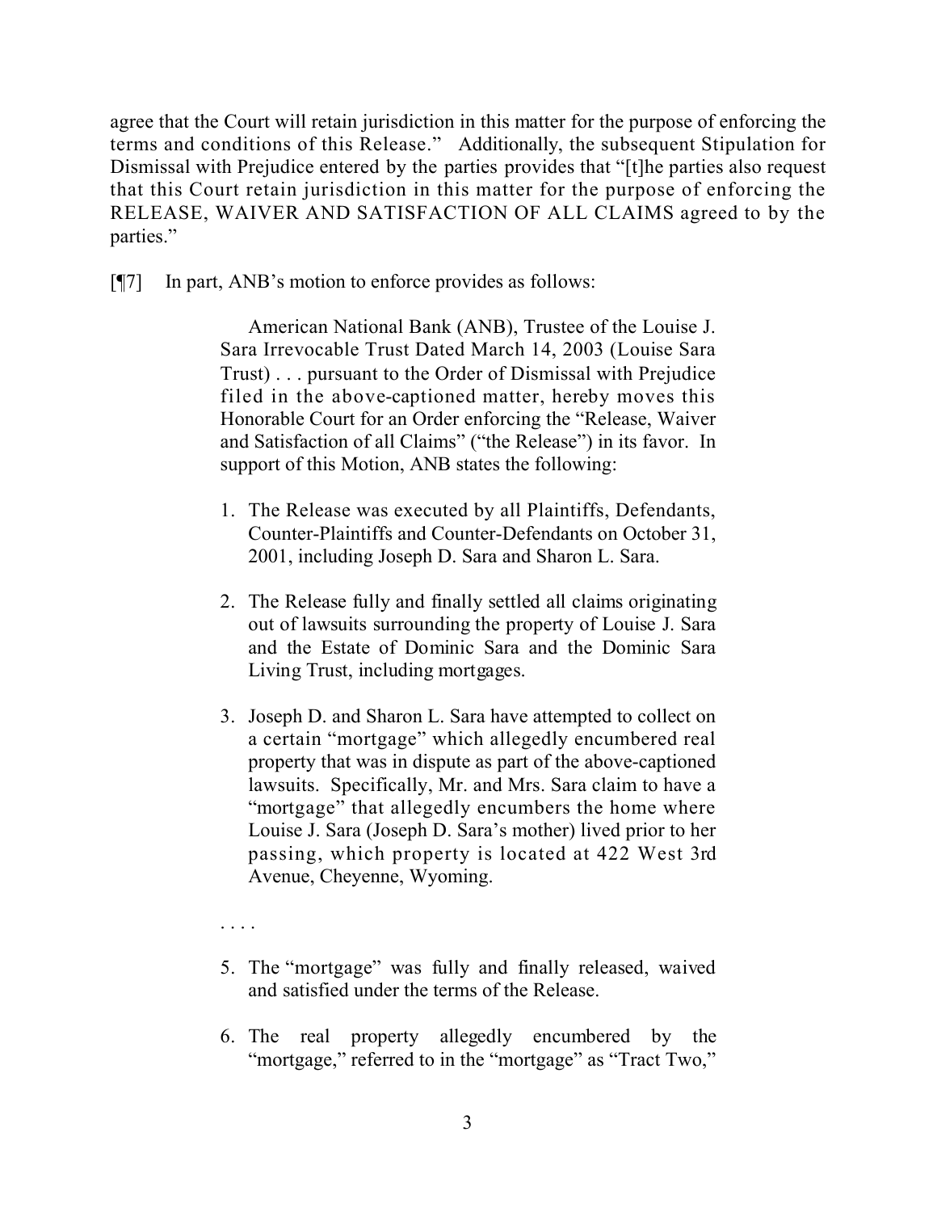agree that the Court will retain jurisdiction in this matter for the purpose of enforcing the terms and conditions of this Release." Additionally, the subsequent Stipulation for Dismissal with Prejudice entered by the parties provides that "[t]he parties also request that this Court retain jurisdiction in this matter for the purpose of enforcing the RELEASE, WAIVER AND SATISFACTION OF ALL CLAIMS agreed to by the parties."

[¶7] In part, ANB's motion to enforce provides as follows:

> American National Bank (ANB), Trustee of the Louise J. Sara Irrevocable Trust Dated March 14, 2003 (Louise Sara Trust) . . . pursuant to the Order of Dismissal with Prejudice filed in the above-captioned matter, hereby moves this Honorable Court for an Order enforcing the "Release, Waiver and Satisfaction of all Claims" ("the Release") in its favor. In support of this Motion, ANB states the following:
>
> 1. The Release was executed by all Plaintiffs, Defendants, Counter-Plaintiffs and Counter-Defendants on October 31, 2001, including Joseph D. Sara and Sharon L. Sara.
>
> 2. The Release fully and finally settled all claims originating out of lawsuits surrounding the property of Louise J. Sara and the Estate of Dominic Sara and the Dominic Sara Living Trust, including mortgages.
>
> 3. Joseph D. and Sharon L. Sara have attempted to collect on a certain "mortgage" which allegedly encumbered real property that was in dispute as part of the above-captioned lawsuits. Specifically, Mr. and Mrs. Sara claim to have a "mortgage" that allegedly encumbers the home where Louise J. Sara (Joseph D. Sara's mother) lived prior to her passing, which property is located at 422 West 3rd Avenue, Cheyenne, Wyoming.
>
> . . . .
>
> 5. The "mortgage" was fully and finally released, waived and satisfied under the terms of the Release.
>
> 6. The real property allegedly encumbered by the "mortgage," referred to in the "mortgage" as "Tract Two,"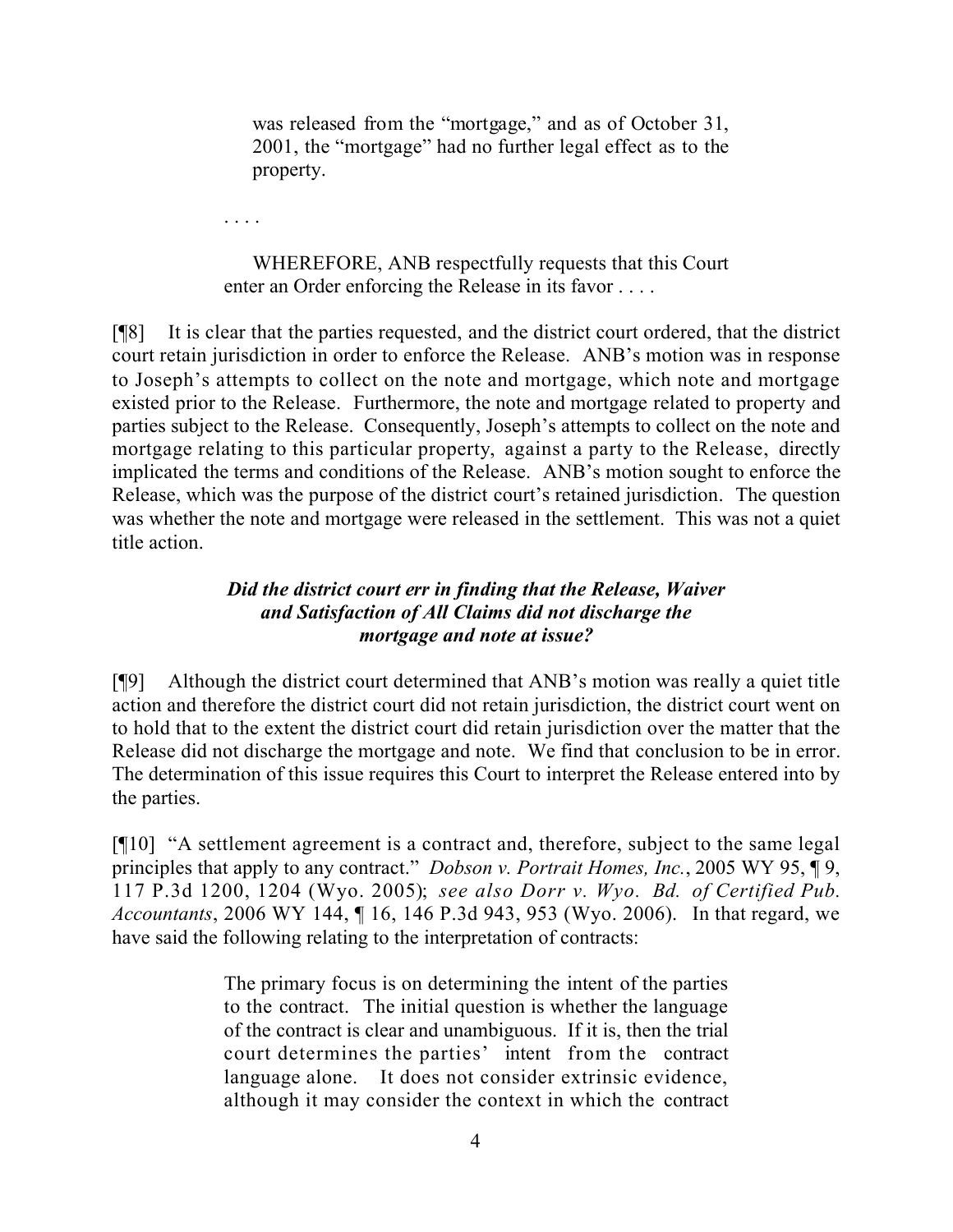> was released from the "mortgage," and as of October 31, 2001, the "mortgage" had no further legal effect as to the property.
>
> . . . .
>
> WHEREFORE, ANB respectfully requests that this Court enter an Order enforcing the Release in its favor . . . .

[¶8] It is clear that the parties requested, and the district court ordered, that the district court retain jurisdiction in order to enforce the Release. ANB's motion was in response to Joseph's attempts to collect on the note and mortgage, which note and mortgage existed prior to the Release. Furthermore, the note and mortgage related to property and parties subject to the Release. Consequently, Joseph's attempts to collect on the note and mortgage relating to this particular property, against a party to the Release, directly implicated the terms and conditions of the Release. ANB's motion sought to enforce the Release, which was the purpose of the district court's retained jurisdiction. The question was whether the note and mortgage were released in the settlement. This was not a quiet title action.

***Did the district court err in finding that the Release, Waiver and Satisfaction of All Claims did not discharge the mortgage and note at issue?***

[¶9] Although the district court determined that ANB's motion was really a quiet title action and therefore the district court did not retain jurisdiction, the district court went on to hold that to the extent the district court did retain jurisdiction over the matter that the Release did not discharge the mortgage and note. We find that conclusion to be in error. The determination of this issue requires this Court to interpret the Release entered into by the parties.

[¶10] "A settlement agreement is a contract and, therefore, subject to the same legal principles that apply to any contract." *Dobson v. Portrait Homes, Inc.*, 2005 WY 95, ¶ 9, 117 P.3d 1200, 1204 (Wyo. 2005); *see also Dorr v. Wyo. Bd. of Certified Pub. Accountants*, 2006 WY 144, ¶ 16, 146 P.3d 943, 953 (Wyo. 2006). In that regard, we have said the following relating to the interpretation of contracts:

> The primary focus is on determining the intent of the parties to the contract. The initial question is whether the language of the contract is clear and unambiguous. If it is, then the trial court determines the parties' intent from the contract language alone. It does not consider extrinsic evidence, although it may consider the context in which the contract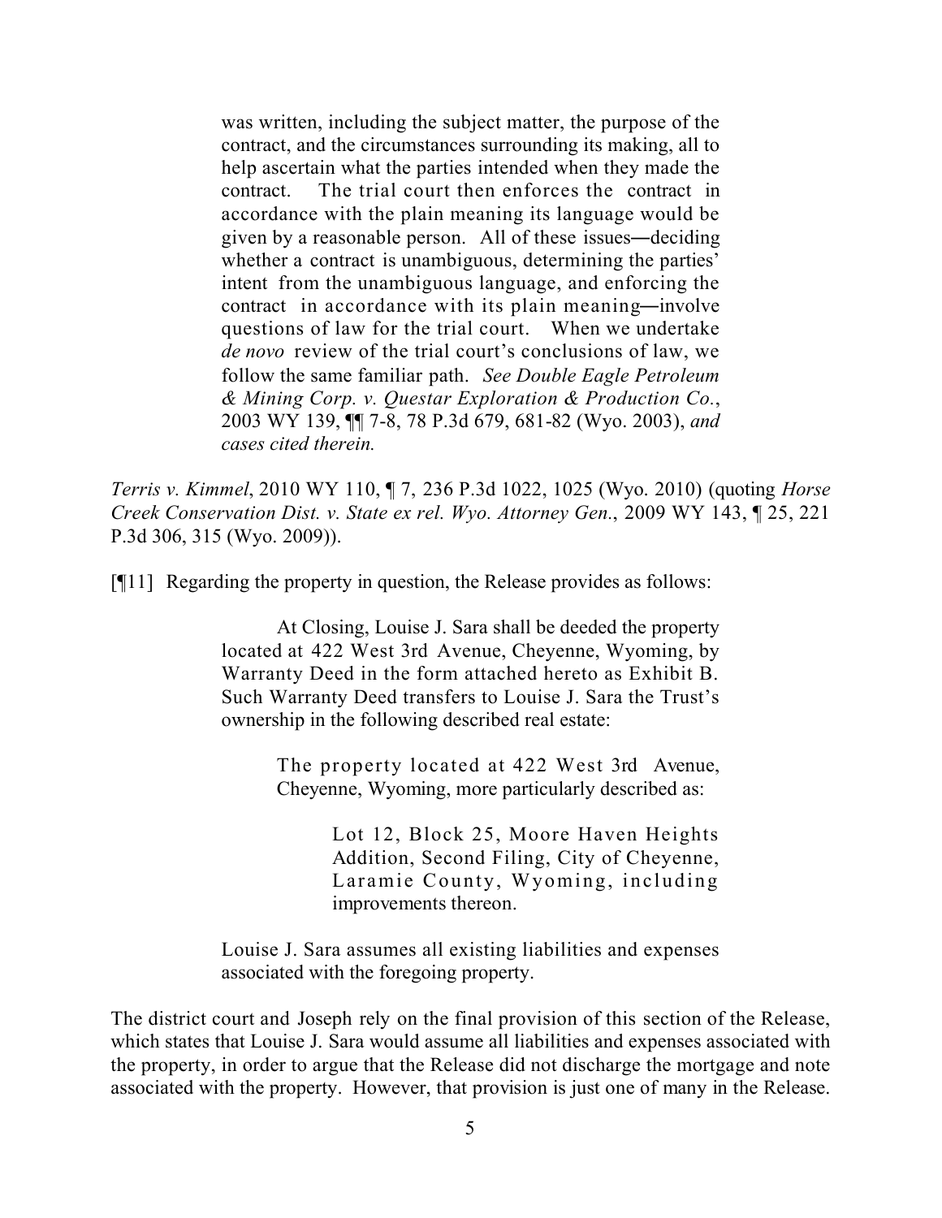> was written, including the subject matter, the purpose of the contract, and the circumstances surrounding its making, all to help ascertain what the parties intended when they made the contract. The trial court then enforces the contract in accordance with the plain meaning its language would be given by a reasonable person. All of these issues—deciding whether a contract is unambiguous, determining the parties' intent from the unambiguous language, and enforcing the contract in accordance with its plain meaning—involve questions of law for the trial court. When we undertake *de novo* review of the trial court's conclusions of law, we follow the same familiar path. *See Double Eagle Petroleum & Mining Corp. v. Questar Exploration & Production Co.*, 2003 WY 139, ¶¶ 7-8, 78 P.3d 679, 681-82 (Wyo. 2003), *and cases cited therein.*

*Terris v. Kimmel*, 2010 WY 110, ¶ 7, 236 P.3d 1022, 1025 (Wyo. 2010) (quoting *Horse Creek Conservation Dist. v. State ex rel. Wyo. Attorney Gen.*, 2009 WY 143, ¶ 25, 221 P.3d 306, 315 (Wyo. 2009)).

[¶11] Regarding the property in question, the Release provides as follows:

> At Closing, Louise J. Sara shall be deeded the property located at 422 West 3rd Avenue, Cheyenne, Wyoming, by Warranty Deed in the form attached hereto as Exhibit B. Such Warranty Deed transfers to Louise J. Sara the Trust's ownership in the following described real estate:
>
> > The property located at 422 West 3rd Avenue, Cheyenne, Wyoming, more particularly described as:
> >
> > > Lot 12, Block 25, Moore Haven Heights Addition, Second Filing, City of Cheyenne, Laramie County, Wyoming, including improvements thereon.
>
> Louise J. Sara assumes all existing liabilities and expenses associated with the foregoing property.

The district court and Joseph rely on the final provision of this section of the Release, which states that Louise J. Sara would assume all liabilities and expenses associated with the property, in order to argue that the Release did not discharge the mortgage and note associated with the property. However, that provision is just one of many in the Release.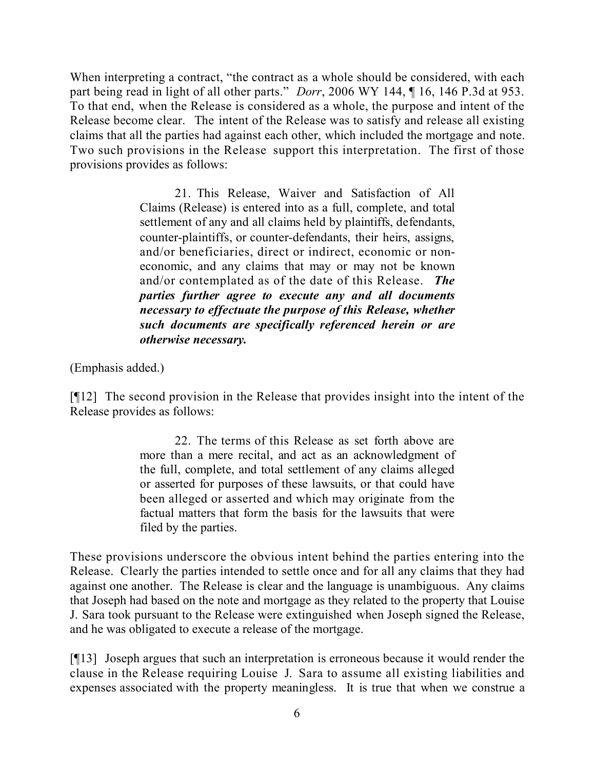When interpreting a contract, "the contract as a whole should be considered, with each part being read in light of all other parts." *Dorr*, 2006 WY 144, ¶ 16, 146 P.3d at 953. To that end, when the Release is considered as a whole, the purpose and intent of the Release become clear. The intent of the Release was to satisfy and release all existing claims that all the parties had against each other, which included the mortgage and note. Two such provisions in the Release support this interpretation. The first of those provisions provides as follows:

> 21. This Release, Waiver and Satisfaction of All Claims (Release) is entered into as a full, complete, and total settlement of any and all claims held by plaintiffs, defendants, counter-plaintiffs, or counter-defendants, their heirs, assigns, and/or beneficiaries, direct or indirect, economic or non-economic, and any claims that may or may not be known and/or contemplated as of the date of this Release. ***The parties further agree to execute any and all documents necessary to effectuate the purpose of this Release, whether such documents are specifically referenced herein or are otherwise necessary.***

(Emphasis added.)

[¶12] The second provision in the Release that provides insight into the intent of the Release provides as follows:

> 22. The terms of this Release as set forth above are more than a mere recital, and act as an acknowledgment of the full, complete, and total settlement of any claims alleged or asserted for purposes of these lawsuits, or that could have been alleged or asserted and which may originate from the factual matters that form the basis for the lawsuits that were filed by the parties.

These provisions underscore the obvious intent behind the parties entering into the Release. Clearly the parties intended to settle once and for all any claims that they had against one another. The Release is clear and the language is unambiguous. Any claims that Joseph had based on the note and mortgage as they related to the property that Louise J. Sara took pursuant to the Release were extinguished when Joseph signed the Release, and he was obligated to execute a release of the mortgage.

[¶13] Joseph argues that such an interpretation is erroneous because it would render the clause in the Release requiring Louise J. Sara to assume all existing liabilities and expenses associated with the property meaningless. It is true that when we construe a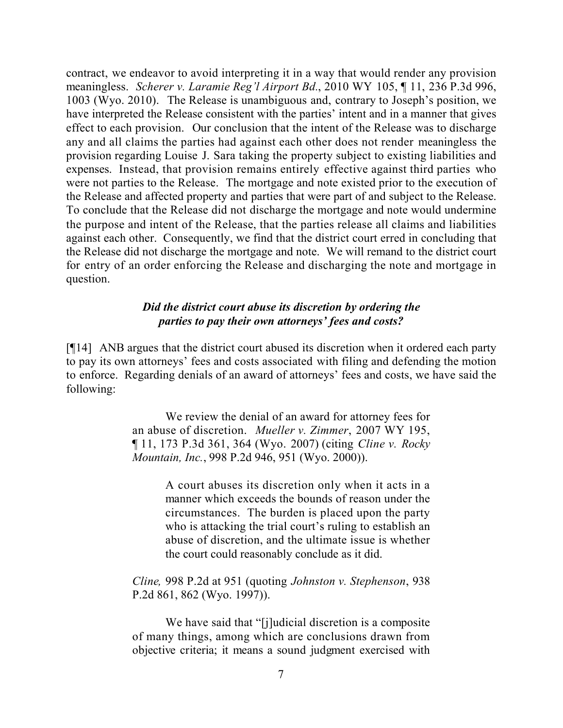contract, we endeavor to avoid interpreting it in a way that would render any provision meaningless. *Scherer v. Laramie Reg'l Airport Bd.*, 2010 WY 105, ¶ 11, 236 P.3d 996, 1003 (Wyo. 2010). The Release is unambiguous and, contrary to Joseph's position, we have interpreted the Release consistent with the parties' intent and in a manner that gives effect to each provision. Our conclusion that the intent of the Release was to discharge any and all claims the parties had against each other does not render meaningless the provision regarding Louise J. Sara taking the property subject to existing liabilities and expenses. Instead, that provision remains entirely effective against third parties who were not parties to the Release. The mortgage and note existed prior to the execution of the Release and affected property and parties that were part of and subject to the Release. To conclude that the Release did not discharge the mortgage and note would undermine the purpose and intent of the Release, that the parties release all claims and liabilities against each other. Consequently, we find that the district court erred in concluding that the Release did not discharge the mortgage and note. We will remand to the district court for entry of an order enforcing the Release and discharging the note and mortgage in question.

### *Did the district court abuse its discretion by ordering the parties to pay their own attorneys' fees and costs?*

[¶14] ANB argues that the district court abused its discretion when it ordered each party to pay its own attorneys' fees and costs associated with filing and defending the motion to enforce. Regarding denials of an award of attorneys' fees and costs, we have said the following:

> We review the denial of an award for attorney fees for an abuse of discretion. *Mueller v. Zimmer*, 2007 WY 195, ¶ 11, 173 P.3d 361, 364 (Wyo. 2007) (citing *Cline v. Rocky Mountain, Inc.*, 998 P.2d 946, 951 (Wyo. 2000)).
>
> > A court abuses its discretion only when it acts in a manner which exceeds the bounds of reason under the circumstances. The burden is placed upon the party who is attacking the trial court's ruling to establish an abuse of discretion, and the ultimate issue is whether the court could reasonably conclude as it did.
>
> *Cline,* 998 P.2d at 951 (quoting *Johnston v. Stephenson*, 938 P.2d 861, 862 (Wyo. 1997)).
>
> We have said that "[j]udicial discretion is a composite of many things, among which are conclusions drawn from objective criteria; it means a sound judgment exercised with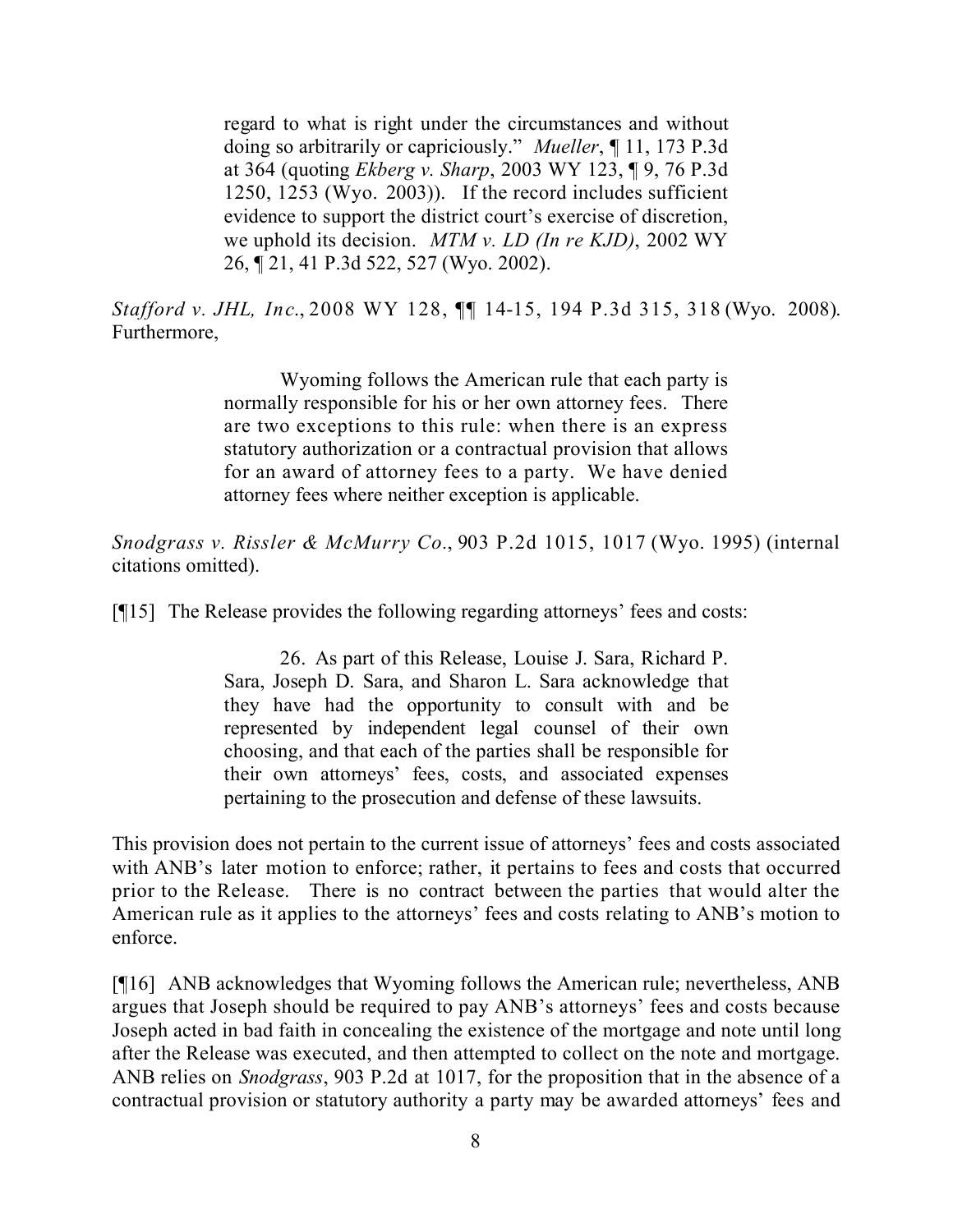> regard to what is right under the circumstances and without doing so arbitrarily or capriciously." *Mueller*, ¶ 11, 173 P.3d at 364 (quoting *Ekberg v. Sharp*, 2003 WY 123, ¶ 9, 76 P.3d 1250, 1253 (Wyo. 2003)). If the record includes sufficient evidence to support the district court's exercise of discretion, we uphold its decision. *MTM v. LD (In re KJD)*, 2002 WY 26, ¶ 21, 41 P.3d 522, 527 (Wyo. 2002).

*Stafford v. JHL, Inc*., 2008 WY 128, ¶¶ 14-15, 194 P.3d 315, 318 (Wyo. 2008). Furthermore,

> Wyoming follows the American rule that each party is normally responsible for his or her own attorney fees. There are two exceptions to this rule: when there is an express statutory authorization or a contractual provision that allows for an award of attorney fees to a party. We have denied attorney fees where neither exception is applicable.

*Snodgrass v. Rissler & McMurry Co*., 903 P.2d 1015, 1017 (Wyo. 1995) (internal citations omitted).

[¶15] The Release provides the following regarding attorneys' fees and costs:

> 26. As part of this Release, Louise J. Sara, Richard P. Sara, Joseph D. Sara, and Sharon L. Sara acknowledge that they have had the opportunity to consult with and be represented by independent legal counsel of their own choosing, and that each of the parties shall be responsible for their own attorneys' fees, costs, and associated expenses pertaining to the prosecution and defense of these lawsuits.

This provision does not pertain to the current issue of attorneys' fees and costs associated with ANB's later motion to enforce; rather, it pertains to fees and costs that occurred prior to the Release. There is no contract between the parties that would alter the American rule as it applies to the attorneys' fees and costs relating to ANB's motion to enforce.

[¶16] ANB acknowledges that Wyoming follows the American rule; nevertheless, ANB argues that Joseph should be required to pay ANB's attorneys' fees and costs because Joseph acted in bad faith in concealing the existence of the mortgage and note until long after the Release was executed, and then attempted to collect on the note and mortgage. ANB relies on *Snodgrass*, 903 P.2d at 1017, for the proposition that in the absence of a contractual provision or statutory authority a party may be awarded attorneys' fees and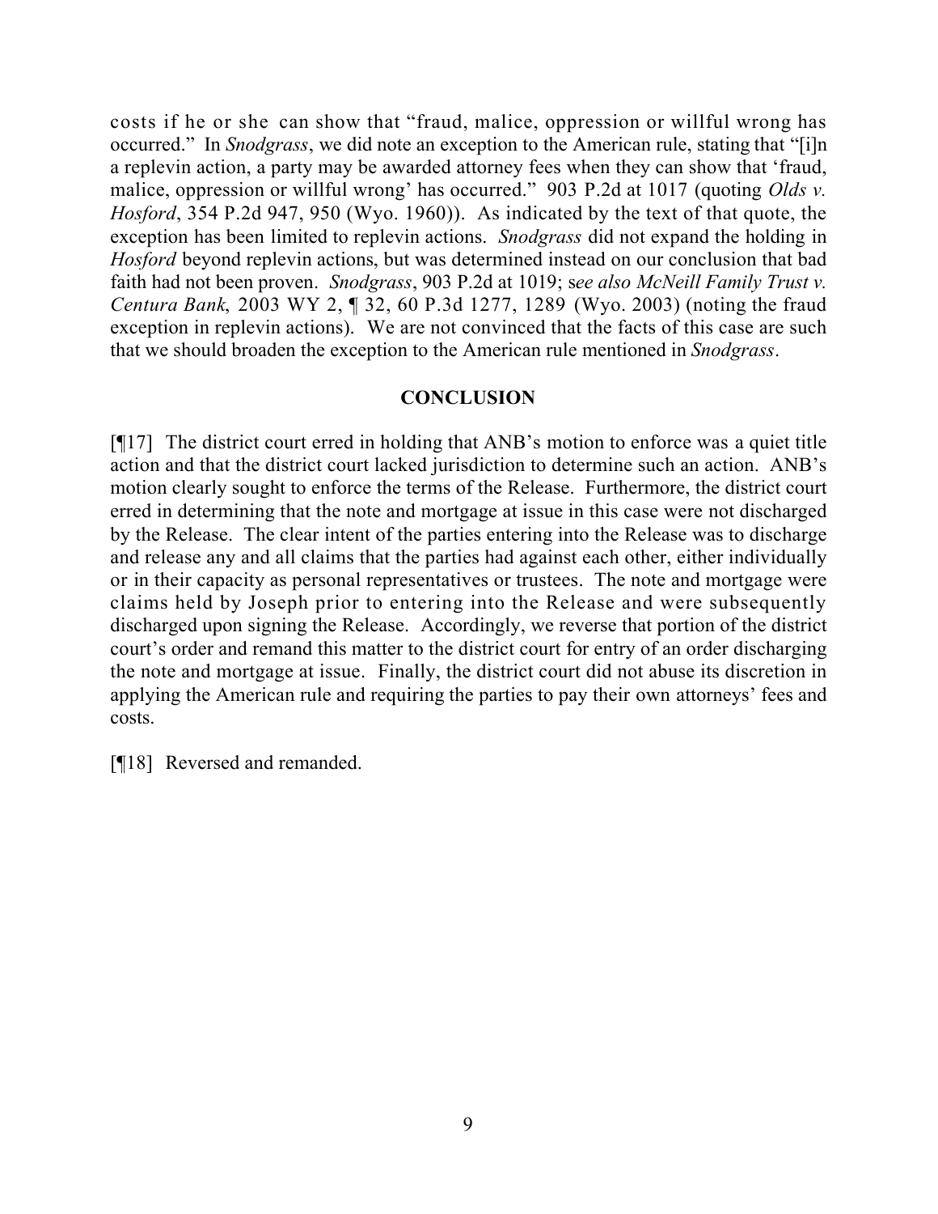costs if he or she can show that "fraud, malice, oppression or willful wrong has occurred." In *Snodgrass*, we did note an exception to the American rule, stating that "[i]n a replevin action, a party may be awarded attorney fees when they can show that 'fraud, malice, oppression or willful wrong' has occurred." 903 P.2d at 1017 (quoting *Olds v. Hosford*, 354 P.2d 947, 950 (Wyo. 1960)). As indicated by the text of that quote, the exception has been limited to replevin actions. *Snodgrass* did not expand the holding in *Hosford* beyond replevin actions, but was determined instead on our conclusion that bad faith had not been proven. *Snodgrass*, 903 P.2d at 1019; s*ee also McNeill Family Trust v. Centura Bank*, 2003 WY 2, ¶ 32, 60 P.3d 1277, 1289 (Wyo. 2003) (noting the fraud exception in replevin actions). We are not convinced that the facts of this case are such that we should broaden the exception to the American rule mentioned in *Snodgrass*.

## CONCLUSION

[¶17] The district court erred in holding that ANB's motion to enforce was a quiet title action and that the district court lacked jurisdiction to determine such an action. ANB's motion clearly sought to enforce the terms of the Release. Furthermore, the district court erred in determining that the note and mortgage at issue in this case were not discharged by the Release. The clear intent of the parties entering into the Release was to discharge and release any and all claims that the parties had against each other, either individually or in their capacity as personal representatives or trustees. The note and mortgage were claims held by Joseph prior to entering into the Release and were subsequently discharged upon signing the Release. Accordingly, we reverse that portion of the district court's order and remand this matter to the district court for entry of an order discharging the note and mortgage at issue. Finally, the district court did not abuse its discretion in applying the American rule and requiring the parties to pay their own attorneys' fees and costs.

[¶18] Reversed and remanded.